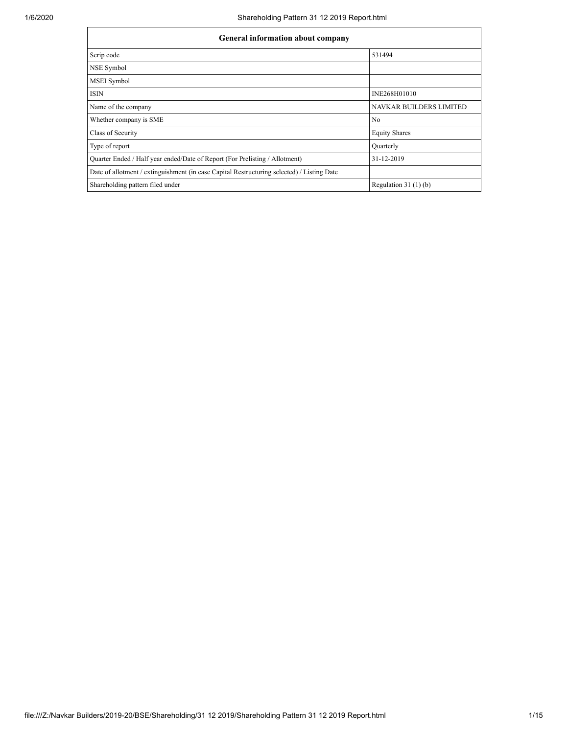| General information about company | |
|---|---|
| Scrip code | 531494 |
| NSE Symbol | |
| MSEI Symbol | |
| ISIN | INE268H01010 |
| Name of the company | NAVKAR BUILDERS LIMITED |
| Whether company is SME | No |
| Class of Security | Equity Shares |
| Type of report | Quarterly |
| Quarter Ended / Half year ended/Date of Report (For Prelisting / Allotment) | 31-12-2019 |
| Date of allotment / extinguishment (in case Capital Restructuring selected) / Listing Date | |
| Shareholding pattern filed under | Regulation 31 (1) (b) |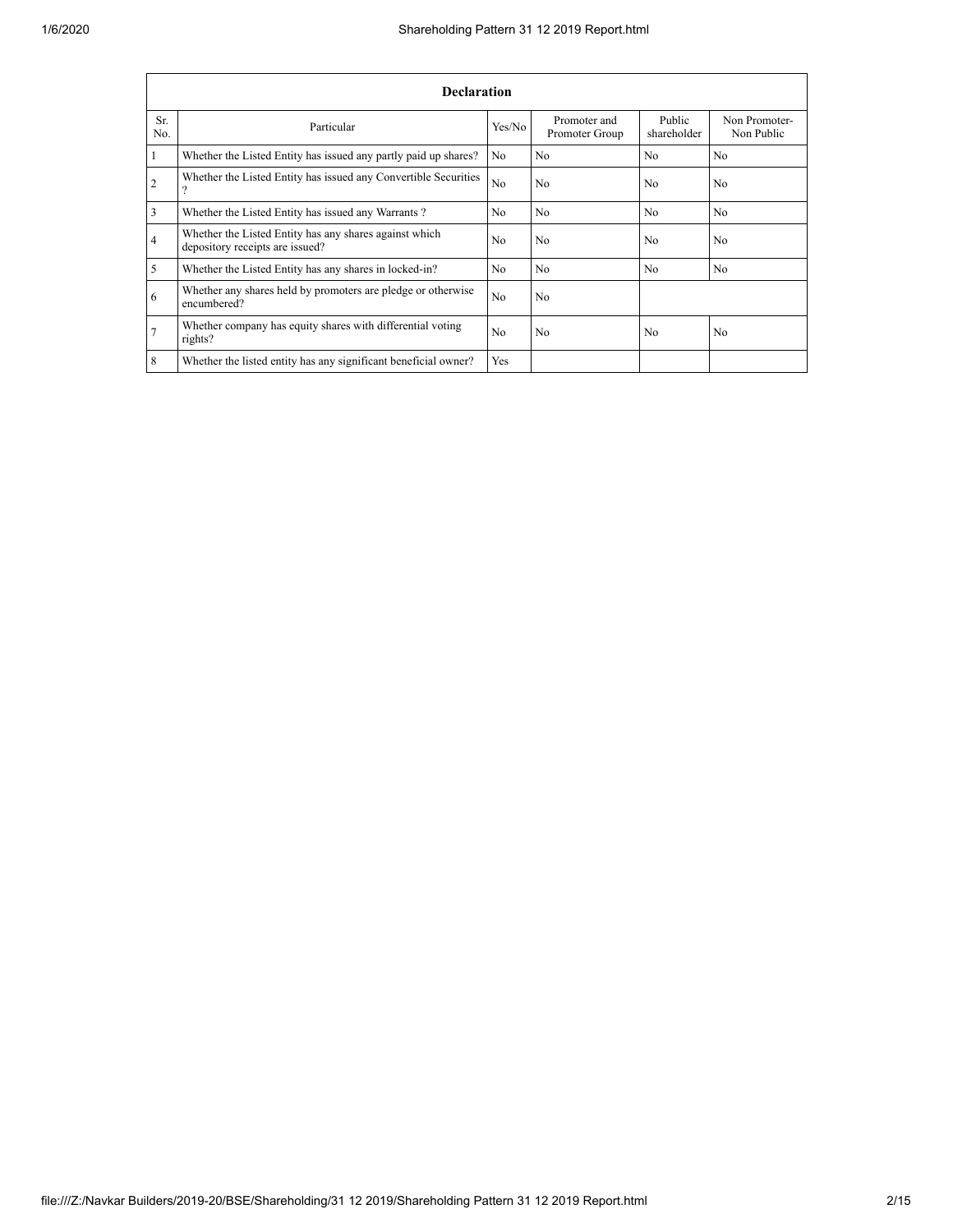| Declaration | | | | | |
|---|---|---|---|---|---|
| Sr. No. | Particular | Yes/No | Promoter and Promoter Group | Public shareholder | Non Promoter- Non Public |
| 1 | Whether the Listed Entity has issued any partly paid up shares? | No | No | No | No |
| 2 | Whether the Listed Entity has issued any Convertible Securities ? | No | No | No | No |
| 3 | Whether the Listed Entity has issued any Warrants ? | No | No | No | No |
| 4 | Whether the Listed Entity has any shares against which depository receipts are issued? | No | No | No | No |
| 5 | Whether the Listed Entity has any shares in locked-in? | No | No | No | No |
| 6 | Whether any shares held by promoters are pledge or otherwise encumbered? | No | No | | |
| 7 | Whether company has equity shares with differential voting rights? | No | No | No | No |
| 8 | Whether the listed entity has any significant beneficial owner? | Yes | | | |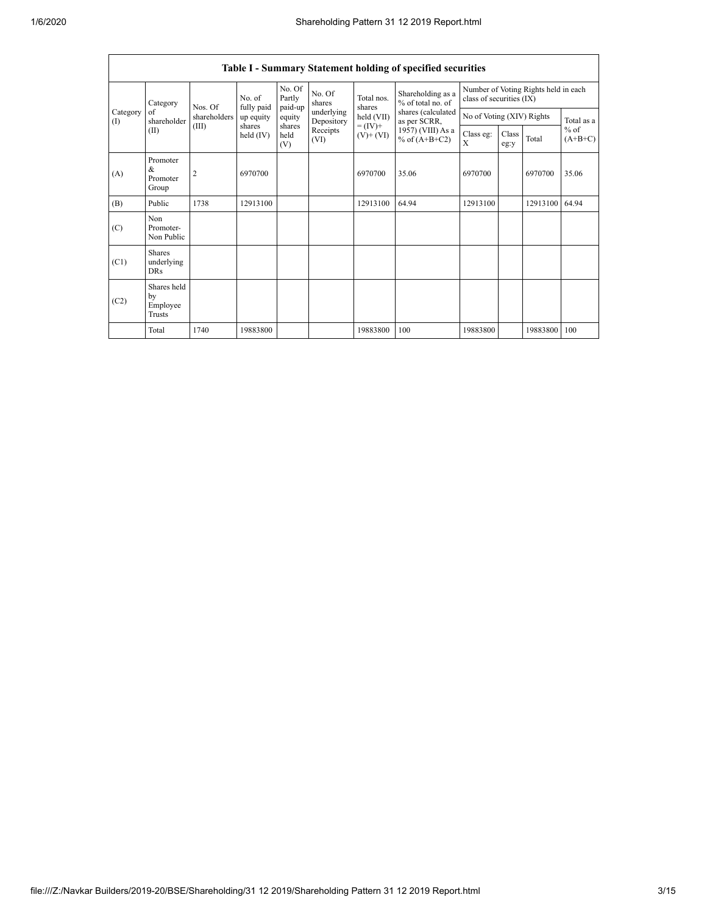| Table I - Summary Statement holding of specified securities | | | | | | | | | | | | |
|---|---|---|---|---|---|---|---|---|---|---|---|---|
| Category (I) | Category of shareholder (II) | Nos. Of shareholders (III) | No. of fully paid up equity shares held (IV) | No. Of Partly paid-up equity shares held (V) | No. Of shares underlying Depository Receipts (VI) | Total nos. shares held (VII) = (IV)+ (V)+ (VI) | Shareholding as a % of total no. of shares (calculated as per SCRR, 1957) (VIII) As a % of (A+B+C2) | Number of Voting Rights held in each class of securities (IX) | | | |
| | | | | | | | | No of Voting (XIV) Rights | | | Total as a % of (A+B+C) |
| | | | | | | | | Class eg: X | Class eg:y | Total | |
| (A) | Promoter & Promoter Group | 2 | 6970700 | | | 6970700 | 35.06 | 6970700 | | 6970700 | 35.06 |
| (B) | Public | 1738 | 12913100 | | | 12913100 | 64.94 | 12913100 | | 12913100 | 64.94 |
| (C) | Non Promoter- Non Public | | | | | | | | | | |
| (C1) | Shares underlying DRs | | | | | | | | | | |
| (C2) | Shares held by Employee Trusts | | | | | | | | | | |
| | Total | 1740 | 19883800 | | | 19883800 | 100 | 19883800 | | 19883800 | 100 |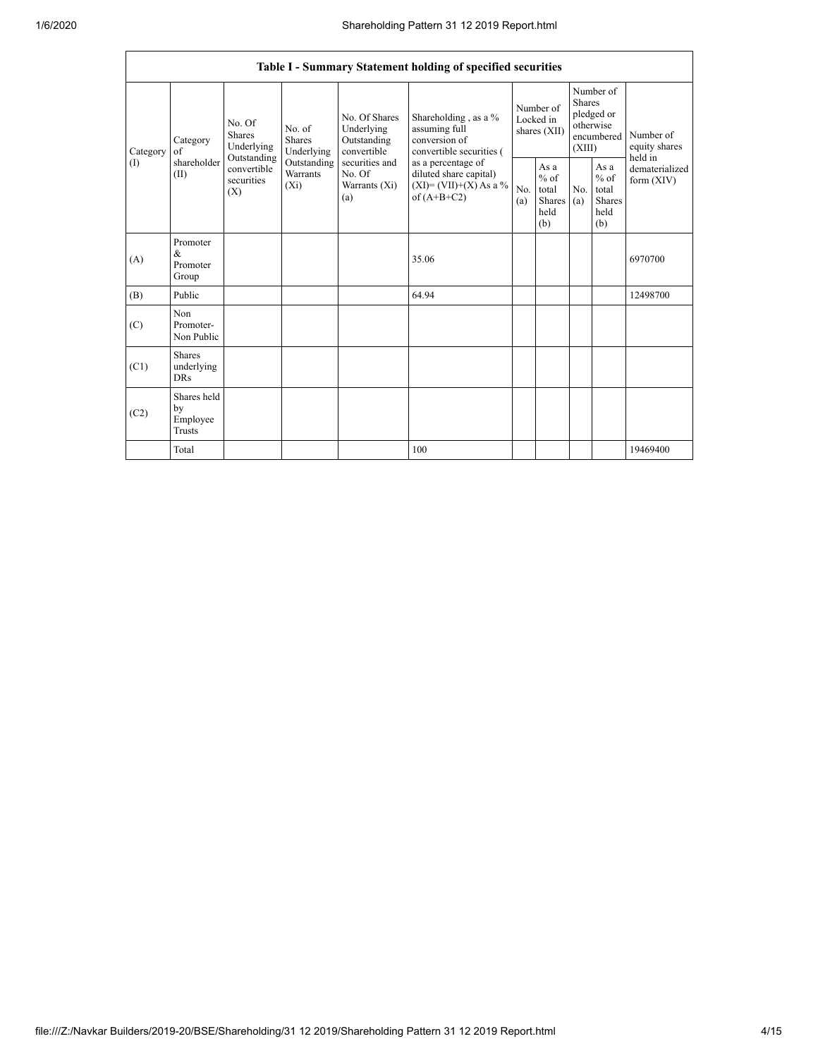| Table I - Summary Statement holding of specified securities | | | | | | | | | | |
|---|---|---|---|---|---|---|---|---|---|---|
| Category (I) | Category of shareholder (II) | No. Of Shares Underlying Outstanding convertible securities (X) | No. of Shares Underlying Outstanding Warrants (Xi) | No. Of Shares Underlying Outstanding convertible securities and No. Of Warrants (Xi) (a) | Shareholding , as a % assuming full conversion of convertible securities ( as a percentage of diluted share capital) (XI)= (VII)+(X) As a % of (A+B+C2) | Number of Locked in shares (XII) | | Number of Shares pledged or otherwise encumbered (XIII) | | Number of equity shares held in dematerialized form (XIV) |
| | | | | | | No. (a) | As a % of total Shares held (b) | No. (a) | As a % of total Shares held (b) | |
| (A) | Promoter & Promoter Group | | | | 35.06 | | | | | 6970700 |
| (B) | Public | | | | 64.94 | | | | | 12498700 |
| (C) | Non Promoter- Non Public | | | | | | | | | |
| (C1) | Shares underlying DRs | | | | | | | | | |
| (C2) | Shares held by Employee Trusts | | | | | | | | | |
| | Total | | | | 100 | | | | | 19469400 |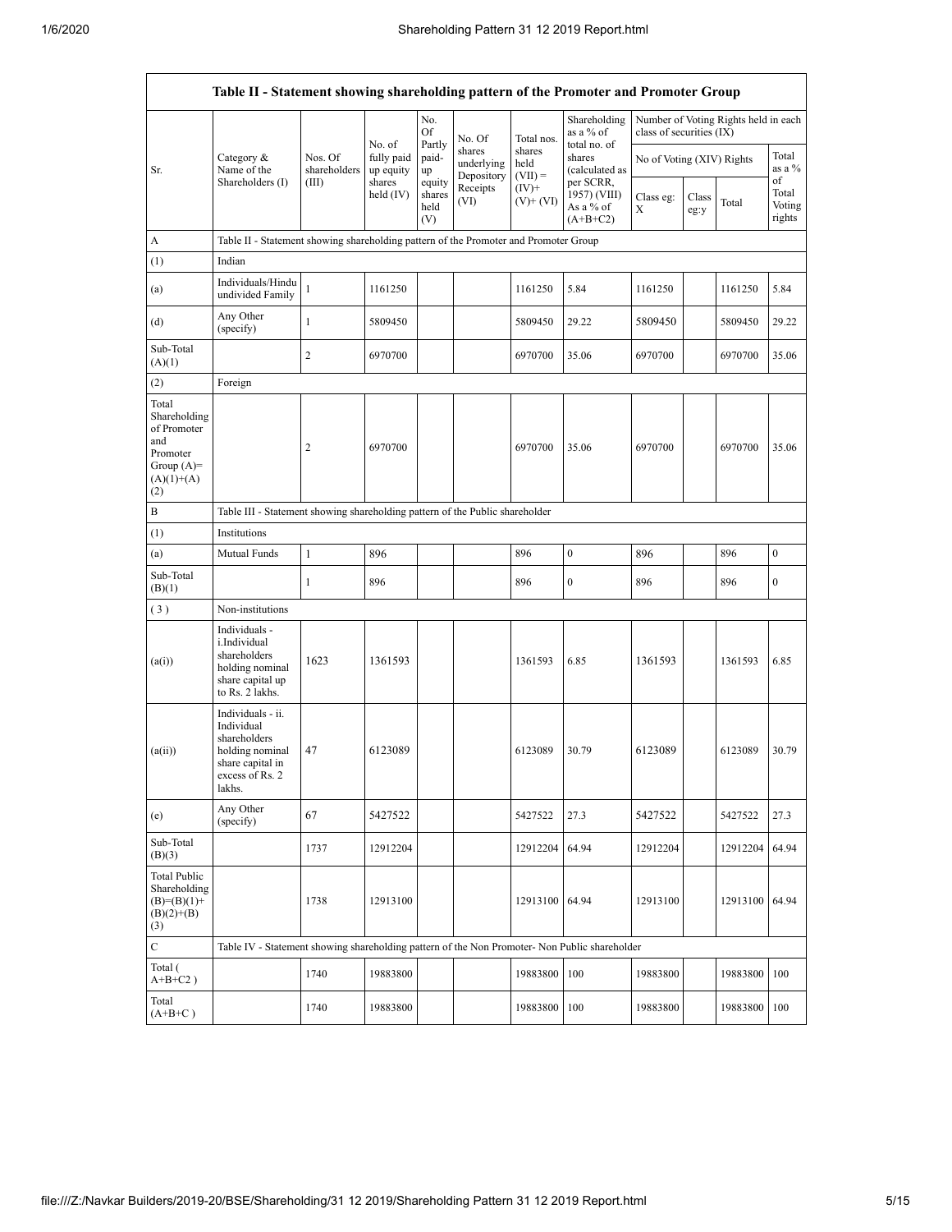| Table II - Statement showing shareholding pattern of the Promoter and Promoter Group | | | | | | | | | | | | |
|---|---|---|---|---|---|---|---|---|---|---|---|---|
| Sr. | Category & Name of the Shareholders (I) | Nos. Of shareholders (III) | No. of fully paid up equity shares held (IV) | No. Of Partly paid-up equity shares held (V) | No. Of shares underlying Depository Receipts (VI) | Total nos. shares held (VII) = (IV)+ (V)+ (VI) | Shareholding as a % of total no. of shares (calculated as per SCRR, 1957) (VIII) As a % of (A+B+C2) | Number of Voting Rights held in each class of securities (IX) | | | |
| | | | | | | | | No of Voting (XIV) Rights | | | Total as a % of Total Voting rights |
| | | | | | | | | Class eg: X | Class eg:y | Total | |
| A | Table II - Statement showing shareholding pattern of the Promoter and Promoter Group | | | | | | | | | | |
| (1) | Indian | | | | | | | | | | |
| (a) | Individuals/Hindu undivided Family | 1 | 1161250 | | | 1161250 | 5.84 | 1161250 | | 1161250 | 5.84 |
| (d) | Any Other (specify) | 1 | 5809450 | | | 5809450 | 29.22 | 5809450 | | 5809450 | 29.22 |
| Sub-Total (A)(1) | | 2 | 6970700 | | | 6970700 | 35.06 | 6970700 | | 6970700 | 35.06 |
| (2) | Foreign | | | | | | | | | | |
| Total Shareholding of Promoter and Promoter Group (A)=(A)(1)+(A)(2) | | 2 | 6970700 | | | 6970700 | 35.06 | 6970700 | | 6970700 | 35.06 |
| B | Table III - Statement showing shareholding pattern of the Public shareholder | | | | | | | | | | |
| (1) | Institutions | | | | | | | | | | |
| (a) | Mutual Funds | 1 | 896 | | | 896 | 0 | 896 | | 896 | 0 |
| Sub-Total (B)(1) | | 1 | 896 | | | 896 | 0 | 896 | | 896 | 0 |
| (3) | Non-institutions | | | | | | | | | | |
| (a(i)) | Individuals - i.Individual shareholders holding nominal share capital up to Rs. 2 lakhs. | 1623 | 1361593 | | | 1361593 | 6.85 | 1361593 | | 1361593 | 6.85 |
| (a(ii)) | Individuals - ii. Individual shareholders holding nominal share capital in excess of Rs. 2 lakhs. | 47 | 6123089 | | | 6123089 | 30.79 | 6123089 | | 6123089 | 30.79 |
| (e) | Any Other (specify) | 67 | 5427522 | | | 5427522 | 27.3 | 5427522 | | 5427522 | 27.3 |
| Sub-Total (B)(3) | | 1737 | 12912204 | | | 12912204 | 64.94 | 12912204 | | 12912204 | 64.94 |
| Total Public Shareholding (B)=(B)(1)+(B)(2)+(B)(3) | | 1738 | 12913100 | | | 12913100 | 64.94 | 12913100 | | 12913100 | 64.94 |
| C | Table IV - Statement showing shareholding pattern of the Non Promoter- Non Public shareholder | | | | | | | | | | |
| Total ( A+B+C2 ) | | 1740 | 19883800 | | | 19883800 | 100 | 19883800 | | 19883800 | 100 |
| Total (A+B+C ) | | 1740 | 19883800 | | | 19883800 | 100 | 19883800 | | 19883800 | 100 |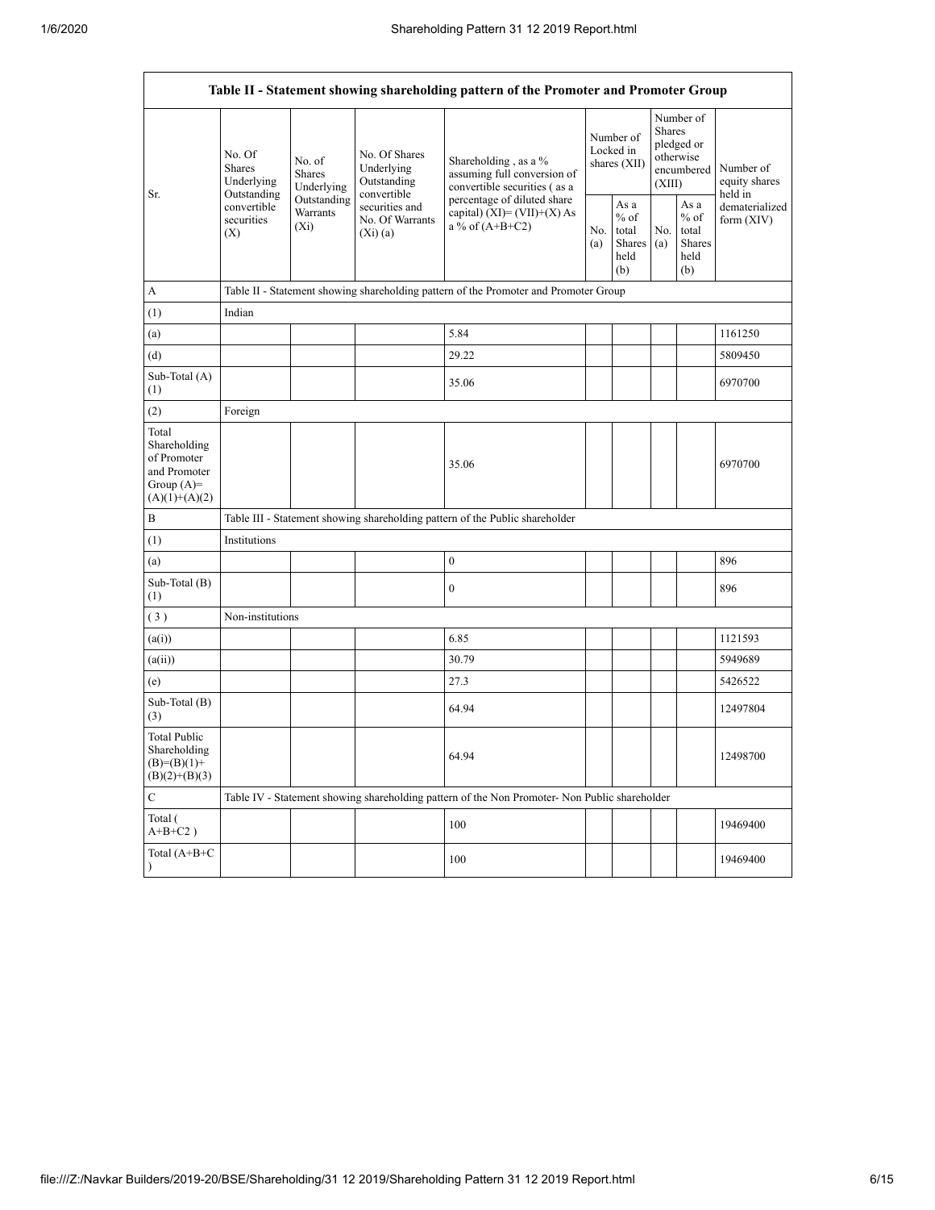| Table II - Statement showing shareholding pattern of the Promoter and Promoter Group | | | | | | | | | |
|---|---|---|---|---|---|---|---|---|---|
| Sr. | No. Of Shares Underlying Outstanding convertible securities (X) | No. of Shares Underlying Outstanding Warrants (Xi) | No. Of Shares Underlying Outstanding convertible securities and No. Of Warrants (Xi) (a) | Shareholding , as a % assuming full conversion of convertible securities ( as a percentage of diluted share capital) (XI)= (VII)+(X) As a % of (A+B+C2) | Number of Locked in shares (XII) | | Number of Shares pledged or otherwise encumbered (XIII) | | Number of equity shares held in dematerialized form (XIV) |
| | | | | | No. (a) | As a % of total Shares held (b) | No. (a) | As a % of total Shares held (b) | |
| A | Table II - Statement showing shareholding pattern of the Promoter and Promoter Group | | | | | | | | |
| (1) | Indian | | | | | | | | |
| (a) | | | | 5.84 | | | | | 1161250 |
| (d) | | | | 29.22 | | | | | 5809450 |
| Sub-Total (A) (1) | | | | 35.06 | | | | | 6970700 |
| (2) | Foreign | | | | | | | | |
| Total Shareholding of Promoter and Promoter Group (A)= (A)(1)+(A)(2) | | | | 35.06 | | | | | 6970700 |
| B | Table III - Statement showing shareholding pattern of the Public shareholder | | | | | | | | |
| (1) | Institutions | | | | | | | | |
| (a) | | | | 0 | | | | | 896 |
| Sub-Total (B) (1) | | | | 0 | | | | | 896 |
| ( 3 ) | Non-institutions | | | | | | | | |
| (a(i)) | | | | 6.85 | | | | | 1121593 |
| (a(ii)) | | | | 30.79 | | | | | 5949689 |
| (e) | | | | 27.3 | | | | | 5426522 |
| Sub-Total (B) (3) | | | | 64.94 | | | | | 12497804 |
| Total Public Shareholding (B)=(B)(1)+(B)(2)+(B)(3) | | | | 64.94 | | | | | 12498700 |
| C | Table IV - Statement showing shareholding pattern of the Non Promoter- Non Public shareholder | | | | | | | | |
| Total ( A+B+C2 ) | | | | 100 | | | | | 19469400 |
| Total (A+B+C ) | | | | 100 | | | | | 19469400 |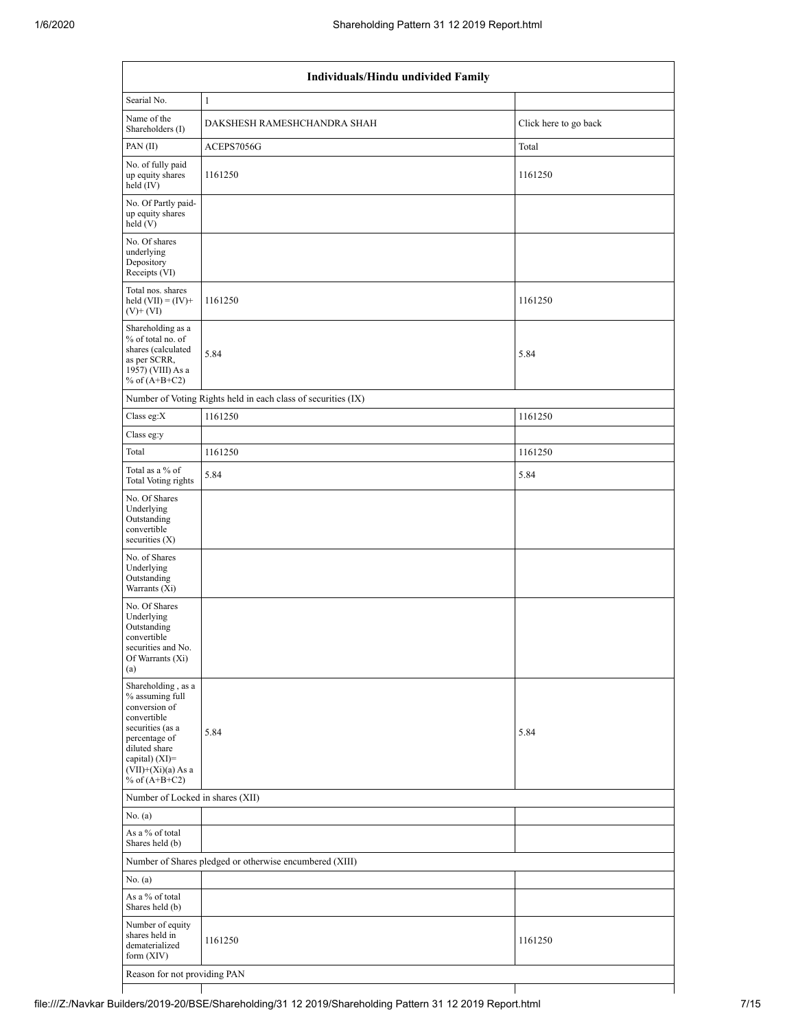| Individuals/Hindu undivided Family | | |
|---|---|---|
| Searial No. | 1 | |
| Name of the Shareholders (I) | DAKSHESH RAMESHCHANDRA SHAH | Click here to go back |
| PAN (II) | ACEPS7056G | Total |
| No. of fully paid up equity shares held (IV) | 1161250 | 1161250 |
| No. Of Partly paid-up equity shares held (V) | | |
| No. Of shares underlying Depository Receipts (VI) | | |
| Total nos. shares held (VII) = (IV)+ (V)+ (VI) | 1161250 | 1161250 |
| Shareholding as a % of total no. of shares (calculated as per SCRR, 1957) (VIII) As a % of (A+B+C2) | 5.84 | 5.84 |
| Number of Voting Rights held in each class of securities (IX) | | |
| Class eg:X | 1161250 | 1161250 |
| Class eg:y | | |
| Total | 1161250 | 1161250 |
| Total as a % of Total Voting rights | 5.84 | 5.84 |
| No. Of Shares Underlying Outstanding convertible securities (X) | | |
| No. of Shares Underlying Outstanding Warrants (Xi) | | |
| No. Of Shares Underlying Outstanding convertible securities and No. Of Warrants (Xi) (a) | | |
| Shareholding , as a % assuming full conversion of convertible securities (as a percentage of diluted share capital) (XI)= (VII)+(Xi)(a) As a % of (A+B+C2) | 5.84 | 5.84 |
| Number of Locked in shares (XII) | | |
| No. (a) | | |
| As a % of total Shares held (b) | | |
| Number of Shares pledged or otherwise encumbered (XIII) | | |
| No. (a) | | |
| As a % of total Shares held (b) | | |
| Number of equity shares held in dematerialized form (XIV) | 1161250 | 1161250 |
| Reason for not providing PAN | | |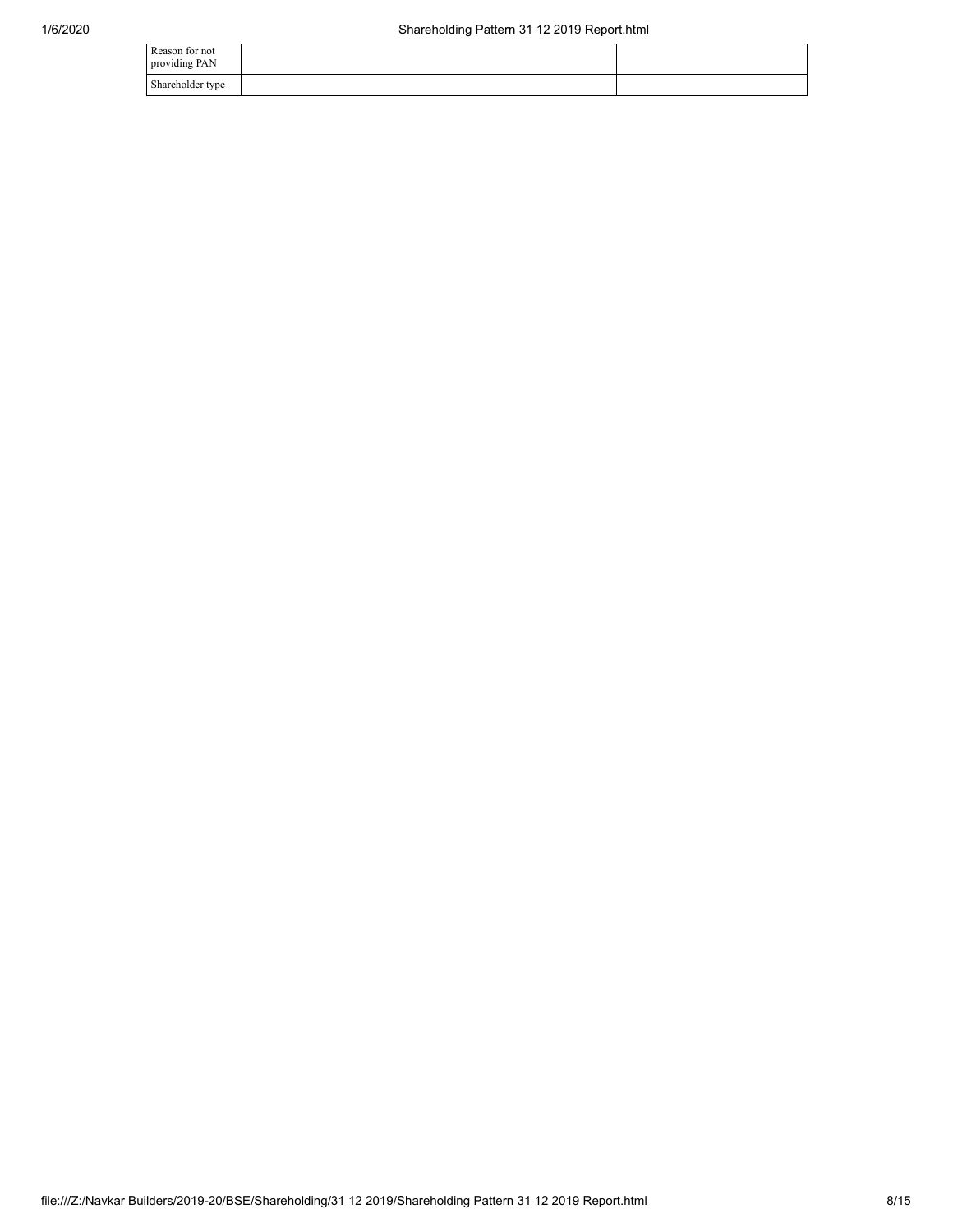| | | |
|---|---|---|
| Reason for not providing PAN | | |
| Shareholder type | | |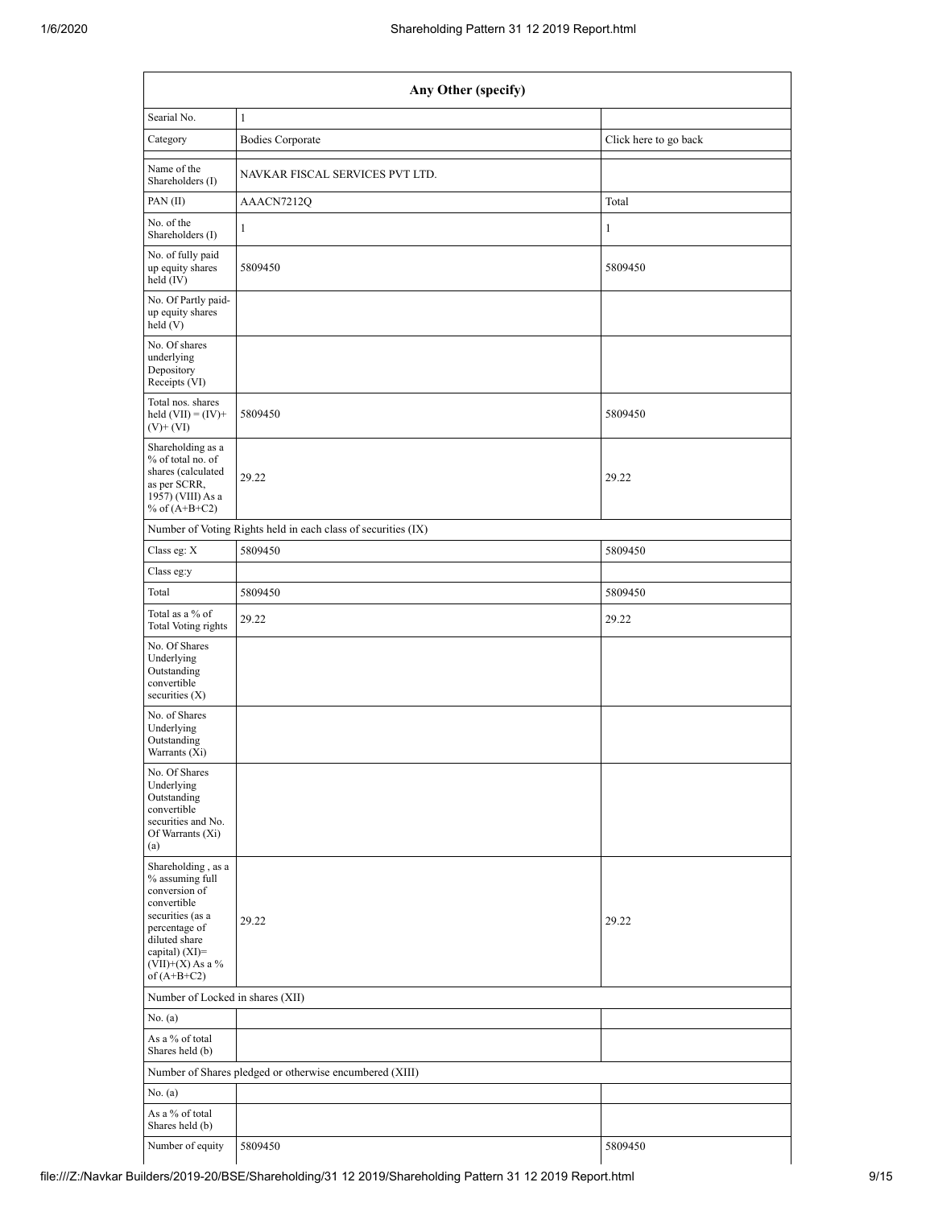| Any Other (specify) | | |
|---|---|---|
| Searial No. | 1 | |
| Category | Bodies Corporate | Click here to go back |
| Name of the Shareholders (I) | NAVKAR FISCAL SERVICES PVT LTD. | |
| PAN (II) | AAACN7212Q | Total |
| No. of the Shareholders (I) | 1 | 1 |
| No. of fully paid up equity shares held (IV) | 5809450 | 5809450 |
| No. Of Partly paid-up equity shares held (V) | | |
| No. Of shares underlying Depository Receipts (VI) | | |
| Total nos. shares held (VII) = (IV)+(V)+ (VI) | 5809450 | 5809450 |
| Shareholding as a % of total no. of shares (calculated as per SCRR, 1957) (VIII) As a % of (A+B+C2) | 29.22 | 29.22 |
| Number of Voting Rights held in each class of securities (IX) | | |
| Class eg: X | 5809450 | 5809450 |
| Class eg:y | | |
| Total | 5809450 | 5809450 |
| Total as a % of Total Voting rights | 29.22 | 29.22 |
| No. Of Shares Underlying Outstanding convertible securities (X) | | |
| No. of Shares Underlying Outstanding Warrants (Xi) | | |
| No. Of Shares Underlying Outstanding convertible securities and No. Of Warrants (Xi) (a) | | |
| Shareholding , as a % assuming full conversion of convertible securities (as a percentage of diluted share capital) (XI)= (VII)+(X) As a % of (A+B+C2) | 29.22 | 29.22 |
| Number of Locked in shares (XII) | | |
| No. (a) | | |
| As a % of total Shares held (b) | | |
| Number of Shares pledged or otherwise encumbered (XIII) | | |
| No. (a) | | |
| As a % of total Shares held (b) | | |
| Number of equity | 5809450 | 5809450 |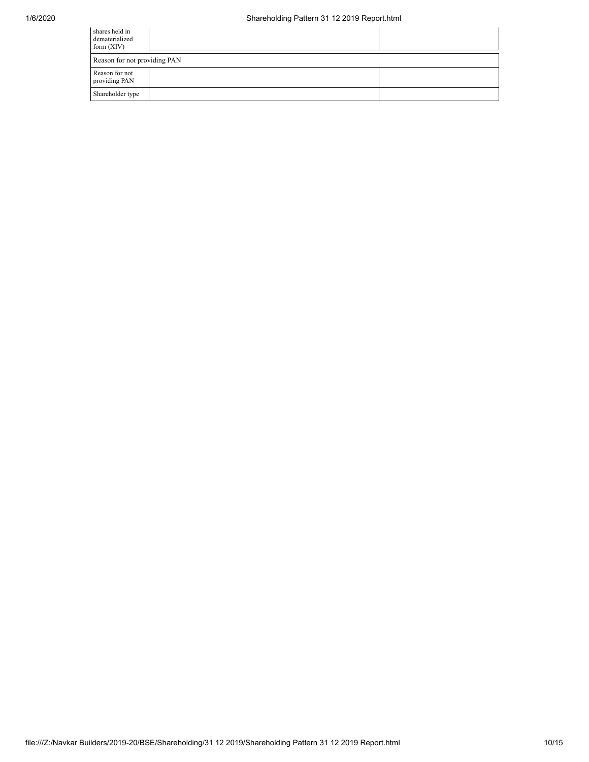| Number of equity shares held in dematerialized form (XIV) | | |
|---|---|---|
| Reason for not providing PAN | | |
| Reason for not providing PAN | | |
| Shareholder type | | |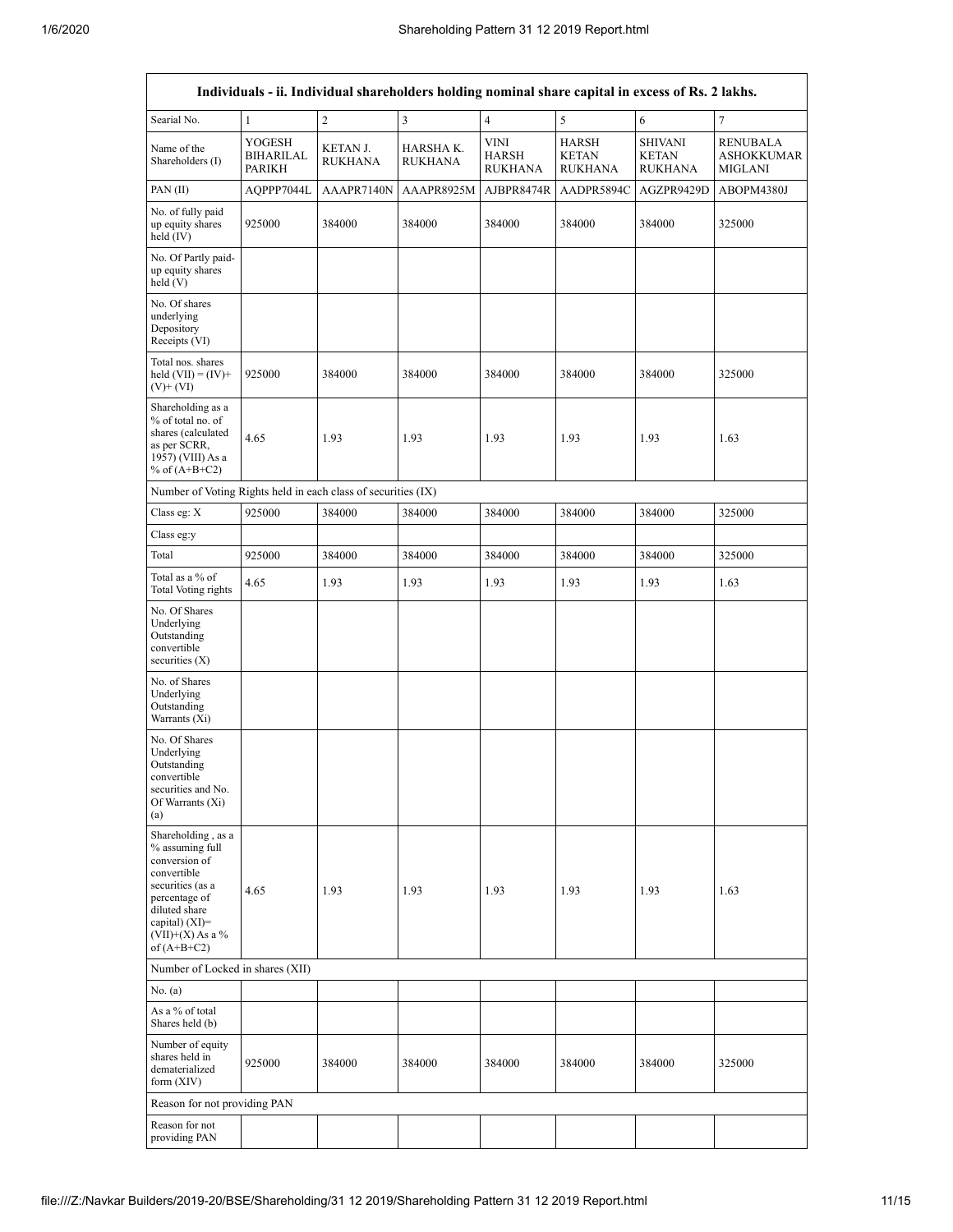| Individuals - ii. Individual shareholders holding nominal share capital in excess of Rs. 2 lakhs. | | | | | | | |
|---|---|---|---|---|---|---|---|
| Searial No. | 1 | 2 | 3 | 4 | 5 | 6 | 7 |
| Name of the Shareholders (I) | YOGESH BIHARILAL PARIKH | KETAN J. RUKHANA | HARSHA K. RUKHANA | VINI HARSH RUKHANA | HARSH KETAN RUKHANA | SHIVANI KETAN RUKHANA | RENUBALA ASHOKKUMAR MIGLANI |
| PAN (II) | AQPPP7044L | AAAPR7140N | AAAPR8925M | AJBPR8474R | AADPR5894C | AGZPR9429D | ABOPM4380J |
| No. of fully paid up equity shares held (IV) | 925000 | 384000 | 384000 | 384000 | 384000 | 384000 | 325000 |
| No. Of Partly paid-up equity shares held (V) | | | | | | | |
| No. Of shares underlying Depository Receipts (VI) | | | | | | | |
| Total nos. shares held (VII) = (IV)+(V)+ (VI) | 925000 | 384000 | 384000 | 384000 | 384000 | 384000 | 325000 |
| Shareholding as a % of total no. of shares (calculated as per SCRR, 1957) (VIII) As a % of (A+B+C2) | 4.65 | 1.93 | 1.93 | 1.93 | 1.93 | 1.93 | 1.63 |
| Number of Voting Rights held in each class of securities (IX) | | | | | | | |
| Class eg: X | 925000 | 384000 | 384000 | 384000 | 384000 | 384000 | 325000 |
| Class eg:y | | | | | | | |
| Total | 925000 | 384000 | 384000 | 384000 | 384000 | 384000 | 325000 |
| Total as a % of Total Voting rights | 4.65 | 1.93 | 1.93 | 1.93 | 1.93 | 1.93 | 1.63 |
| No. Of Shares Underlying Outstanding convertible securities (X) | | | | | | | |
| No. of Shares Underlying Outstanding Warrants (Xi) | | | | | | | |
| No. Of Shares Underlying Outstanding convertible securities and No. Of Warrants (Xi) (a) | | | | | | | |
| Shareholding , as a % assuming full conversion of convertible securities (as a percentage of diluted share capital) (XI)= (VII)+(X) As a % of (A+B+C2) | 4.65 | 1.93 | 1.93 | 1.93 | 1.93 | 1.93 | 1.63 |
| Number of Locked in shares (XII) | | | | | | | |
| No. (a) | | | | | | | |
| As a % of total Shares held (b) | | | | | | | |
| Number of equity shares held in dematerialized form (XIV) | 925000 | 384000 | 384000 | 384000 | 384000 | 384000 | 325000 |
| Reason for not providing PAN | | | | | | | |
| Reason for not providing PAN | | | | | | | |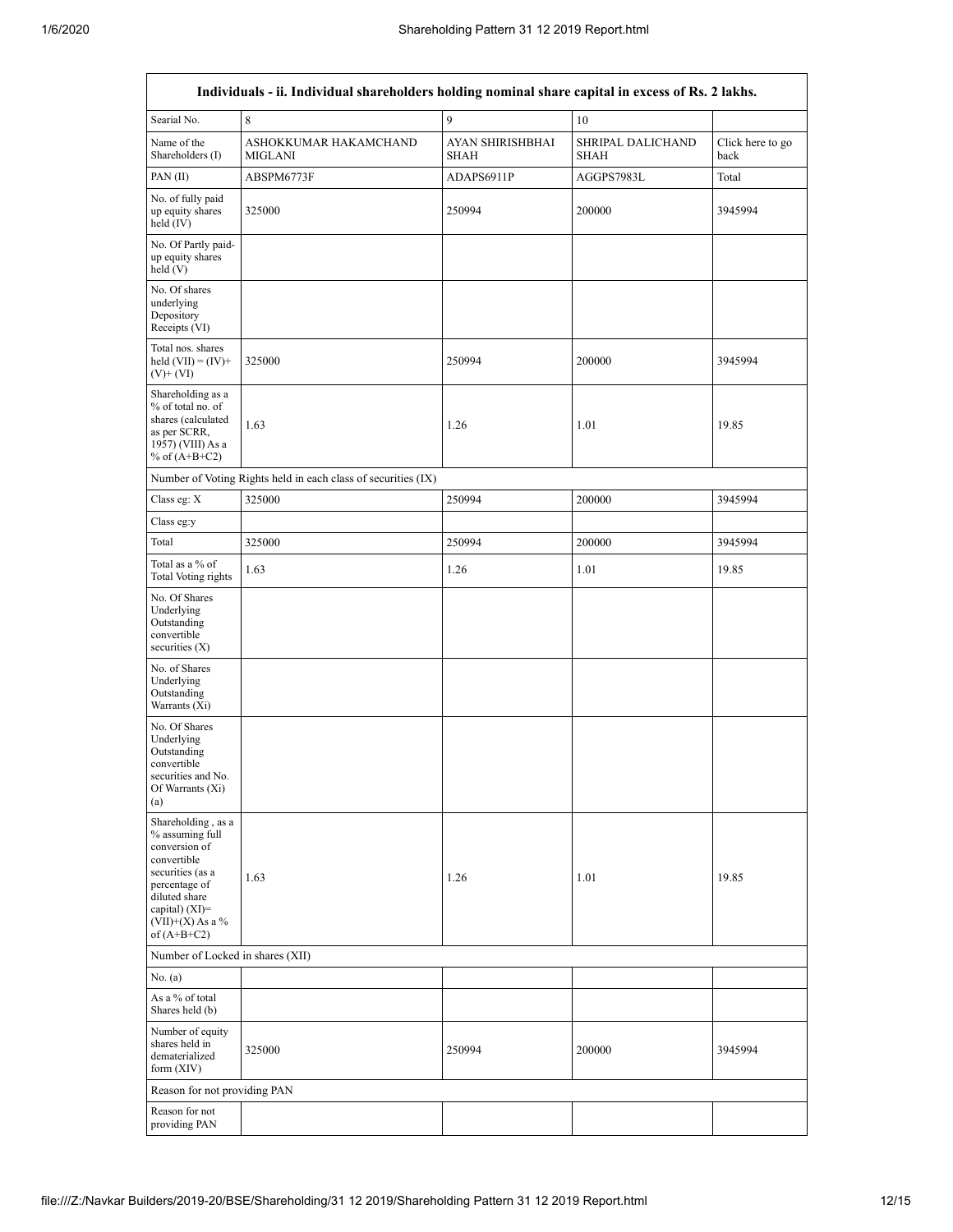| Individuals - ii. Individual shareholders holding nominal share capital in excess of Rs. 2 lakhs. | | | | |
|---|---|---|---|---|
| Searial No. | 8 | 9 | 10 | |
| Name of the Shareholders (I) | ASHOKKUMAR HAKAMCHAND MIGLANI | AYAN SHIRISHBHAI SHAH | SHRIPAL DALICHAND SHAH | Click here to go back |
| PAN (II) | ABSPM6773F | ADAPS6911P | AGGPS7983L | Total |
| No. of fully paid up equity shares held (IV) | 325000 | 250994 | 200000 | 3945994 |
| No. Of Partly paid-up equity shares held (V) | | | | |
| No. Of shares underlying Depository Receipts (VI) | | | | |
| Total nos. shares held (VII) = (IV)+ (V)+ (VI) | 325000 | 250994 | 200000 | 3945994 |
| Shareholding as a % of total no. of shares (calculated as per SCRR, 1957) (VIII) As a % of (A+B+C2) | 1.63 | 1.26 | 1.01 | 19.85 |
| Number of Voting Rights held in each class of securities (IX) | | | | |
| Class eg: X | 325000 | 250994 | 200000 | 3945994 |
| Class eg:y | | | | |
| Total | 325000 | 250994 | 200000 | 3945994 |
| Total as a % of Total Voting rights | 1.63 | 1.26 | 1.01 | 19.85 |
| No. Of Shares Underlying Outstanding convertible securities (X) | | | | |
| No. of Shares Underlying Outstanding Warrants (Xi) | | | | |
| No. Of Shares Underlying Outstanding convertible securities and No. Of Warrants (Xi) (a) | | | | |
| Shareholding , as a % assuming full conversion of convertible securities (as a percentage of diluted share capital) (XI)= (VII)+(X) As a % of (A+B+C2) | 1.63 | 1.26 | 1.01 | 19.85 |
| Number of Locked in shares (XII) | | | | |
| No. (a) | | | | |
| As a % of total Shares held (b) | | | | |
| Number of equity shares held in dematerialized form (XIV) | 325000 | 250994 | 200000 | 3945994 |
| Reason for not providing PAN | | | | |
| Reason for not providing PAN | | | | |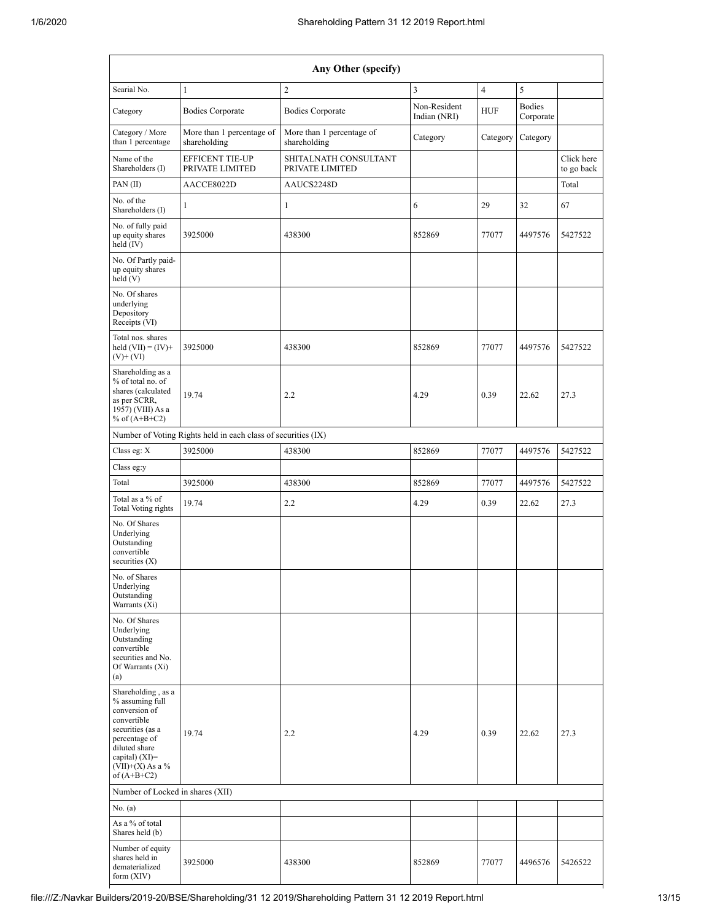| Any Other (specify) | | | | | | |
|---|---|---|---|---|---|---|
| Searial No. | 1 | 2 | 3 | 4 | 5 | |
| Category | Bodies Corporate | Bodies Corporate | Non-Resident Indian (NRI) | HUF | Bodies Corporate | |
| Category / More than 1 percentage | More than 1 percentage of shareholding | More than 1 percentage of shareholding | Category | Category | Category | |
| Name of the Shareholders (I) | EFFICENT TIE-UP PRIVATE LIMITED | SHITALNATH CONSULTANT PRIVATE LIMITED | | | | Click here to go back |
| PAN (II) | AACCE8022D | AAUCS2248D | | | | Total |
| No. of the Shareholders (I) | 1 | 1 | 6 | 29 | 32 | 67 |
| No. of fully paid up equity shares held (IV) | 3925000 | 438300 | 852869 | 77077 | 4497576 | 5427522 |
| No. Of Partly paid-up equity shares held (V) | | | | | | |
| No. Of shares underlying Depository Receipts (VI) | | | | | | |
| Total nos. shares held (VII) = (IV)+(V)+ (VI) | 3925000 | 438300 | 852869 | 77077 | 4497576 | 5427522 |
| Shareholding as a % of total no. of shares (calculated as per SCRR, 1957) (VIII) As a % of (A+B+C2) | 19.74 | 2.2 | 4.29 | 0.39 | 22.62 | 27.3 |
| Number of Voting Rights held in each class of securities (IX) | | | | | | |
| Class eg: X | 3925000 | 438300 | 852869 | 77077 | 4497576 | 5427522 |
| Class eg:y | | | | | | |
| Total | 3925000 | 438300 | 852869 | 77077 | 4497576 | 5427522 |
| Total as a % of Total Voting rights | 19.74 | 2.2 | 4.29 | 0.39 | 22.62 | 27.3 |
| No. Of Shares Underlying Outstanding convertible securities (X) | | | | | | |
| No. of Shares Underlying Outstanding Warrants (Xi) | | | | | | |
| No. Of Shares Underlying Outstanding convertible securities and No. Of Warrants (Xi) (a) | | | | | | |
| Shareholding , as a % assuming full conversion of convertible securities (as a percentage of diluted share capital) (XI)= (VII)+(X) As a % of (A+B+C2) | 19.74 | 2.2 | 4.29 | 0.39 | 22.62 | 27.3 |
| Number of Locked in shares (XII) | | | | | | |
| No. (a) | | | | | | |
| As a % of total Shares held (b) | | | | | | |
| Number of equity shares held in dematerialized form (XIV) | 3925000 | 438300 | 852869 | 77077 | 4496576 | 5426522 |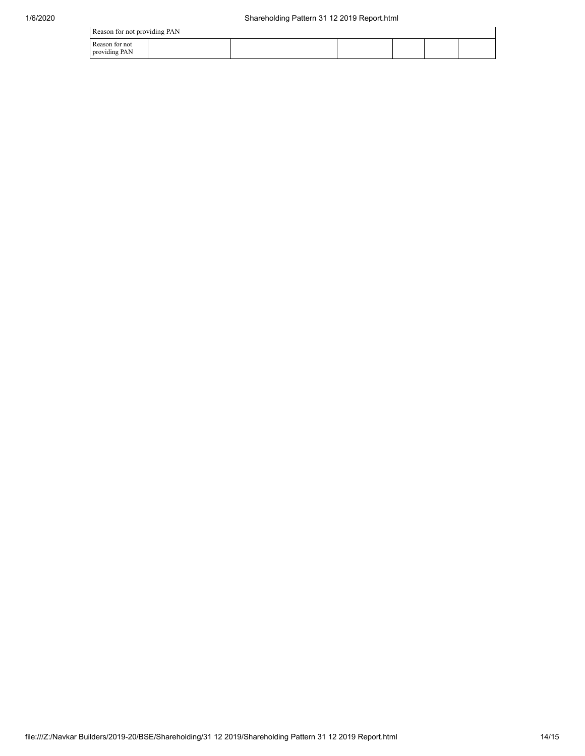| Reason for not providing PAN | | | | | | |
|---|---|---|---|---|---|---|
| Reason for not providing PAN | | | | | | |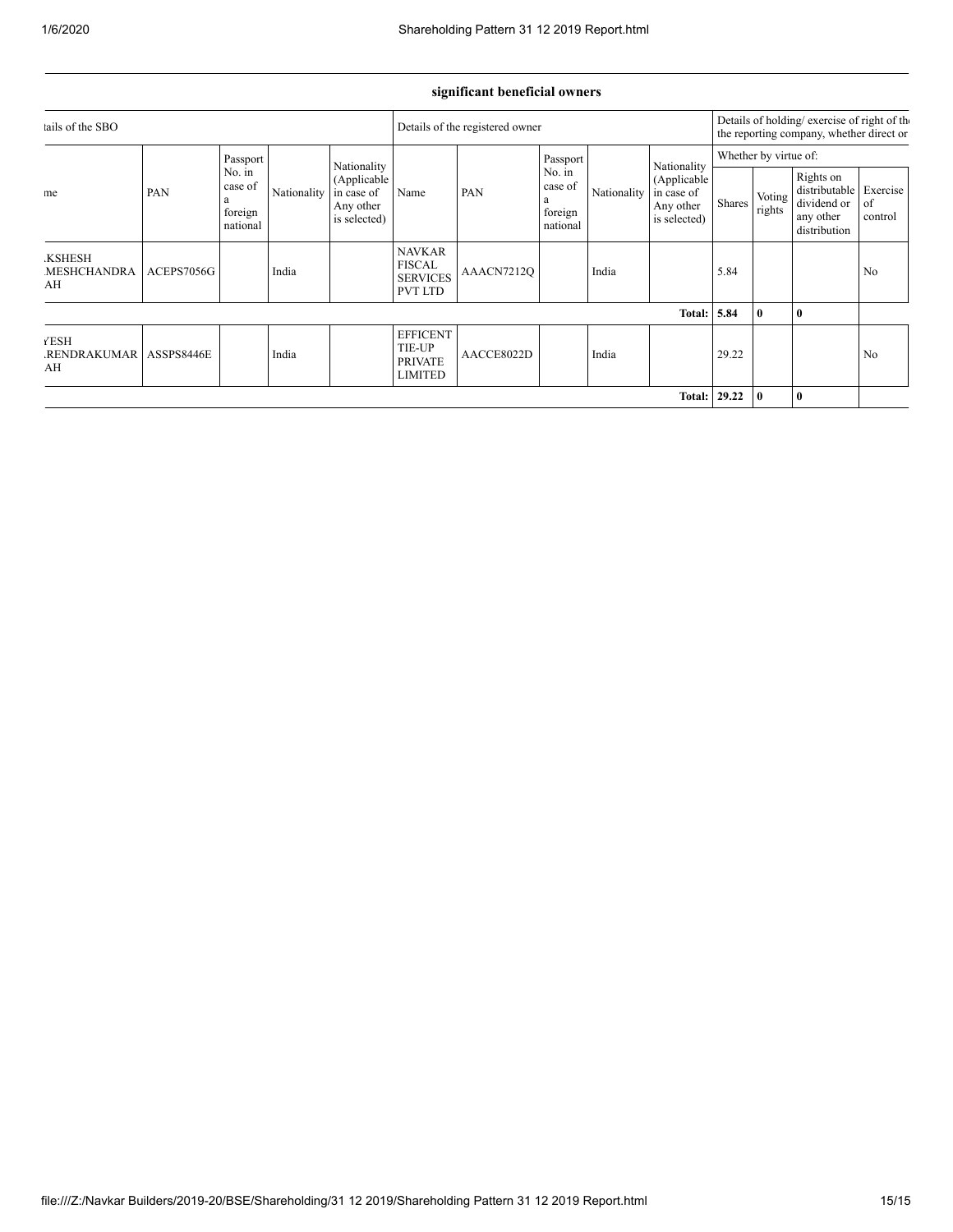## significant beneficial owners

| tails of the SBO | | | | | Details of the registered owner | | | | | Details of holding/ exercise of right of the the reporting company, whether direct or | | | |
|---|---|---|---|---|---|---|---|---|---|---|---|---|---|
| | | | | | | | | | | Whether by virtue of: | | | |
| me | PAN | Passport No. in case of a foreign national | Nationality | Nationality (Applicable in case of Any other is selected) | Name | PAN | Passport No. in case of a foreign national | Nationality | Nationality (Applicable in case of Any other is selected) | Shares | Voting rights | Rights on distributable dividend or any other distribution | Exercise of control |
| .KSHESH .MESHCHANDRA AH | ACEPS7056G | | India | | NAVKAR FISCAL SERVICES PVT LTD | AAACN7212Q | | India | | 5.84 | | | No |
| | | | | | | | | | **Total:** | **5.84** | **0** | **0** | |
| YESH .RENDRAKUMAR AH | ASSPS8446E | | India | | EFFICENT TIE-UP PRIVATE LIMITED | AACCE8022D | | India | | 29.22 | | | No |
| | | | | | | | | | **Total:** | **29.22** | **0** | **0** | |